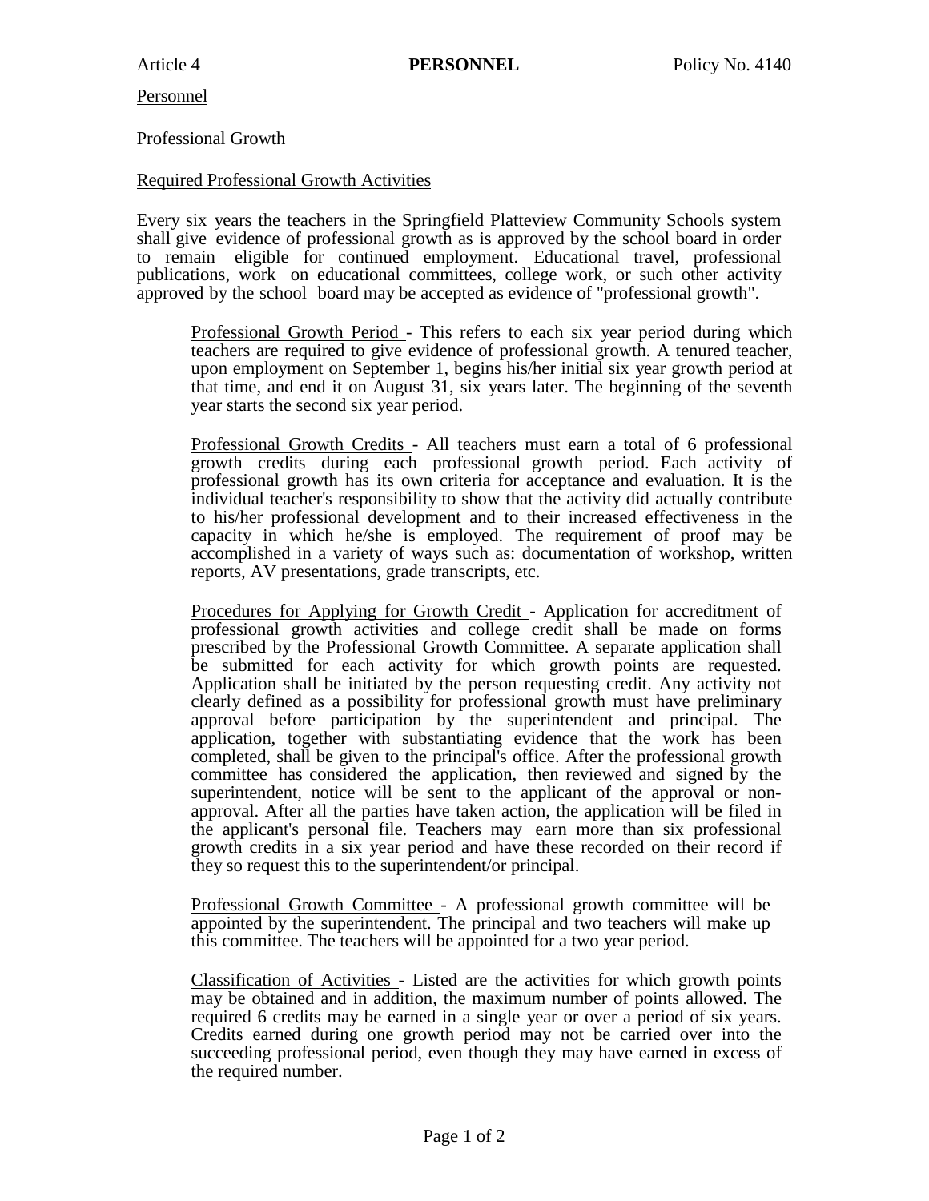Article 4 **PERSONNEL** Policy No. 4140

Personnel

## Professional Growth

### Required Professional Growth Activities

Every six years the teachers in the Springfield Platteview Community Schools system shall give evidence of professional growth as is approved by the school board in order to remain eligible for continued employment. Educational travel, professional publications, work on educational committees, college work, or such other activity approved by the school board may be accepted as evidence of "professional growth".

> Professional Growth Period - This refers to each six year period during which teachers are required to give evidence of professional growth. A tenured teacher, upon employment on September 1, begins his/her initial six year growth period at that time, and end it on August 31, six years later. The beginning of the seventh year starts the second six year period.
>
> Professional Growth Credits - All teachers must earn a total of 6 professional growth credits during each professional growth period. Each activity of professional growth has its own criteria for acceptance and evaluation. It is the individual teacher's responsibility to show that the activity did actually contribute to his/her professional development and to their increased effectiveness in the capacity in which he/she is employed. The requirement of proof may be accomplished in a variety of ways such as: documentation of workshop, written reports, AV presentations, grade transcripts, etc.
>
> Procedures for Applying for Growth Credit - Application for accreditment of professional growth activities and college credit shall be made on forms prescribed by the Professional Growth Committee. A separate application shall be submitted for each activity for which growth points are requested. Application shall be initiated by the person requesting credit. Any activity not clearly defined as a possibility for professional growth must have preliminary approval before participation by the superintendent and principal. The application, together with substantiating evidence that the work has been completed, shall be given to the principal's office. After the professional growth committee has considered the application, then reviewed and signed by the superintendent, notice will be sent to the applicant of the approval or non-approval. After all the parties have taken action, the application will be filed in the applicant's personal file. Teachers may earn more than six professional growth credits in a six year period and have these recorded on their record if they so request this to the superintendent/or principal.
>
> Professional Growth Committee - A professional growth committee will be appointed by the superintendent. The principal and two teachers will make up this committee. The teachers will be appointed for a two year period.
>
> Classification of Activities - Listed are the activities for which growth points may be obtained and in addition, the maximum number of points allowed. The required 6 credits may be earned in a single year or over a period of six years. Credits earned during one growth period may not be carried over into the succeeding professional period, even though they may have earned in excess of the required number.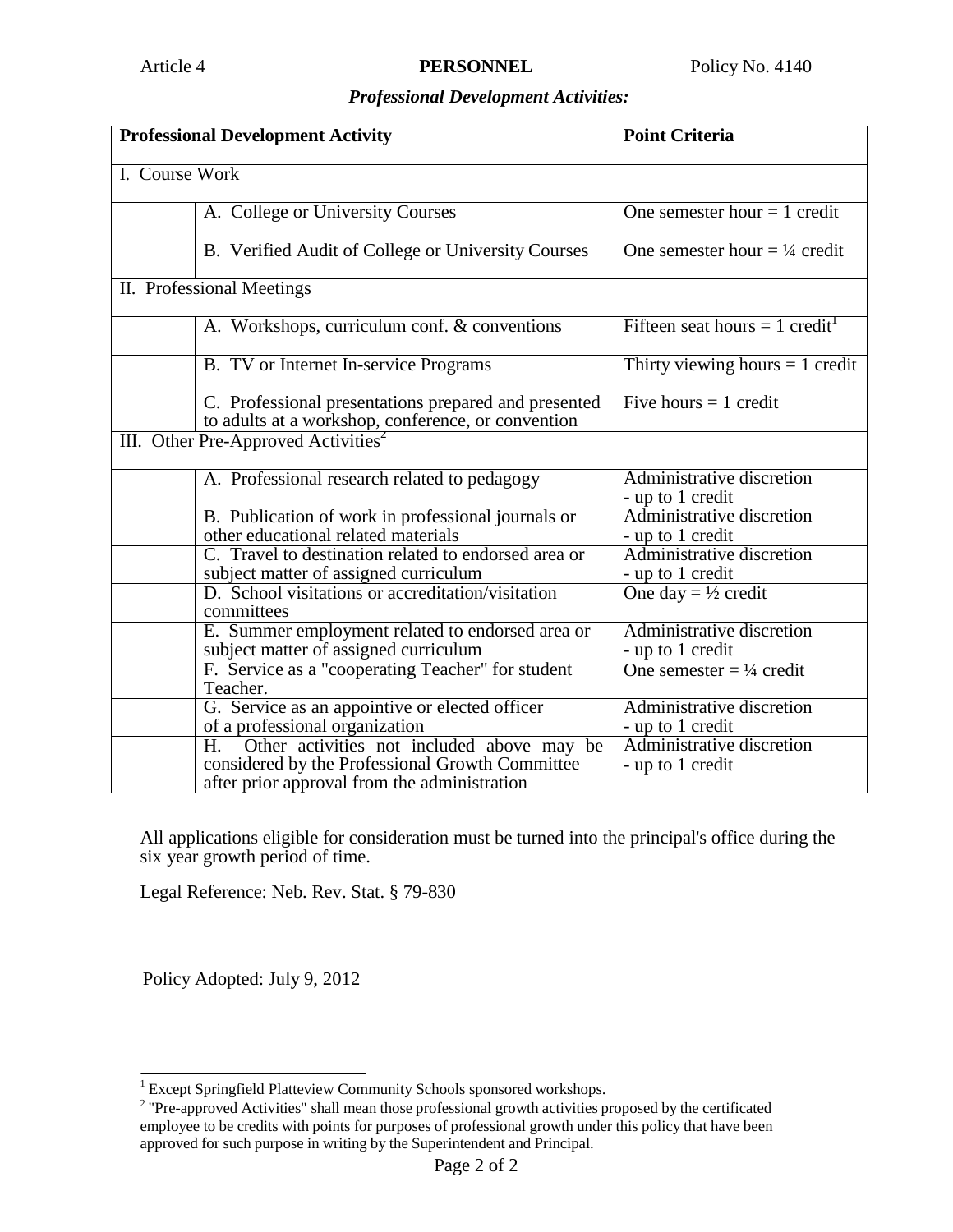*Professional Development Activities:*

| Professional Development Activity | | Point Criteria |
|---|---|---|
| I. Course Work | | |
| | A. College or University Courses | One semester hour = 1 credit |
| | B. Verified Audit of College or University Courses | One semester hour = ¼ credit |
| II. Professional Meetings | | |
| | A. Workshops, curriculum conf. & conventions | Fifteen seat hours = 1 credit[1] |
| | B. TV or Internet In-service Programs | Thirty viewing hours = 1 credit |
| | C. Professional presentations prepared and presented to adults at a workshop, conference, or convention | Five hours = 1 credit |
| III. Other Pre-Approved Activities[2] | | |
| | A. Professional research related to pedagogy | Administrative discretion - up to 1 credit |
| | B. Publication of work in professional journals or other educational related materials | Administrative discretion - up to 1 credit |
| | C. Travel to destination related to endorsed area or subject matter of assigned curriculum | Administrative discretion - up to 1 credit |
| | D. School visitations or accreditation/visitation committees | One day = ½ credit |
| | E. Summer employment related to endorsed area or subject matter of assigned curriculum | Administrative discretion - up to 1 credit |
| | F. Service as a "cooperating Teacher" for student Teacher. | One semester = ¼ credit |
| | G. Service as an appointive or elected officer of a professional organization | Administrative discretion - up to 1 credit |
| | H. Other activities not included above may be considered by the Professional Growth Committee after prior approval from the administration | Administrative discretion - up to 1 credit |

All applications eligible for consideration must be turned into the principal's office during the six year growth period of time.

Legal Reference: Neb. Rev. Stat. § 79-830

Policy Adopted: July 9, 2012

[1] Except Springfield Platteview Community Schools sponsored workshops.

[2] "Pre-approved Activities" shall mean those professional growth activities proposed by the certificated employee to be credits with points for purposes of professional growth under this policy that have been approved for such purpose in writing by the Superintendent and Principal.